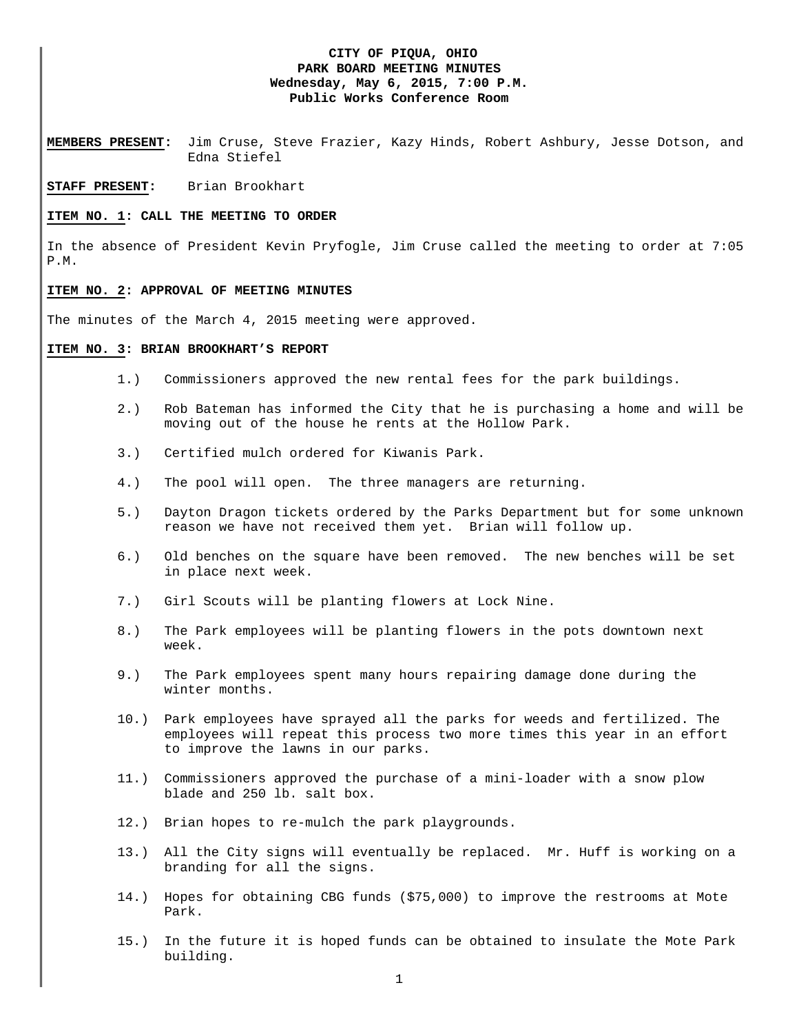**CITY OF PIQUA, OHIO**
**PARK BOARD MEETING MINUTES**
**Wednesday, May 6, 2015, 7:00 P.M.**
**Public Works Conference Room**

**MEMBERS PRESENT:** Jim Cruse, Steve Frazier, Kazy Hinds, Robert Ashbury, Jesse Dotson, and Edna Stiefel

**STAFF PRESENT:** Brian Brookhart

**ITEM NO. 1: CALL THE MEETING TO ORDER**

In the absence of President Kevin Pryfogle, Jim Cruse called the meeting to order at 7:05 P.M.

**ITEM NO. 2: APPROVAL OF MEETING MINUTES**

The minutes of the March 4, 2015 meeting were approved.

**ITEM NO. 3: BRIAN BROOKHART'S REPORT**

1.) Commissioners approved the new rental fees for the park buildings.

2.) Rob Bateman has informed the City that he is purchasing a home and will be moving out of the house he rents at the Hollow Park.

3.) Certified mulch ordered for Kiwanis Park.

4.) The pool will open. The three managers are returning.

5.) Dayton Dragon tickets ordered by the Parks Department but for some unknown reason we have not received them yet. Brian will follow up.

6.) Old benches on the square have been removed. The new benches will be set in place next week.

7.) Girl Scouts will be planting flowers at Lock Nine.

8.) The Park employees will be planting flowers in the pots downtown next week.

9.) The Park employees spent many hours repairing damage done during the winter months.

10.) Park employees have sprayed all the parks for weeds and fertilized. The employees will repeat this process two more times this year in an effort to improve the lawns in our parks.

11.) Commissioners approved the purchase of a mini-loader with a snow plow blade and 250 lb. salt box.

12.) Brian hopes to re-mulch the park playgrounds.

13.) All the City signs will eventually be replaced. Mr. Huff is working on a branding for all the signs.

14.) Hopes for obtaining CBG funds ($75,000) to improve the restrooms at Mote Park.

15.) In the future it is hoped funds can be obtained to insulate the Mote Park building.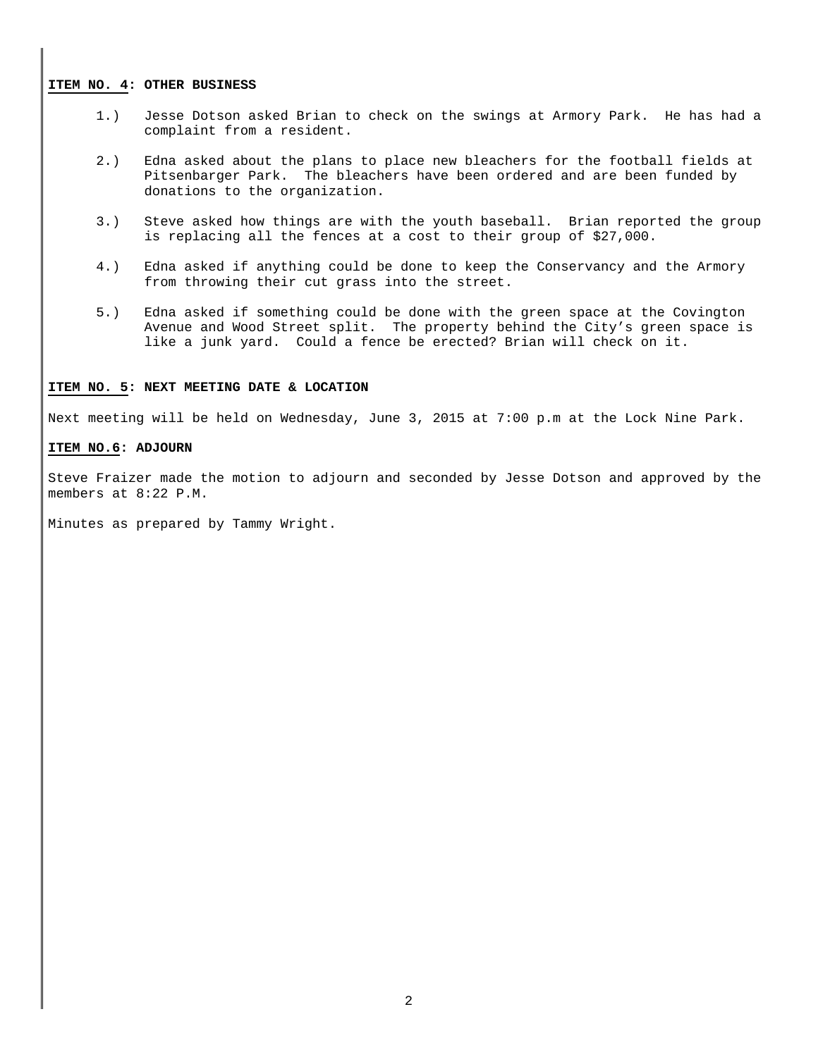**ITEM NO. 4: OTHER BUSINESS**

1.) Jesse Dotson asked Brian to check on the swings at Armory Park. He has had a complaint from a resident.

2.) Edna asked about the plans to place new bleachers for the football fields at Pitsenbarger Park. The bleachers have been ordered and are been funded by donations to the organization.

3.) Steve asked how things are with the youth baseball. Brian reported the group is replacing all the fences at a cost to their group of $27,000.

4.) Edna asked if anything could be done to keep the Conservancy and the Armory from throwing their cut grass into the street.

5.) Edna asked if something could be done with the green space at the Covington Avenue and Wood Street split. The property behind the City's green space is like a junk yard. Could a fence be erected? Brian will check on it.

**ITEM NO. 5: NEXT MEETING DATE & LOCATION**

Next meeting will be held on Wednesday, June 3, 2015 at 7:00 p.m at the Lock Nine Park.

**ITEM NO.6: ADJOURN**

Steve Fraizer made the motion to adjourn and seconded by Jesse Dotson and approved by the members at 8:22 P.M.

Minutes as prepared by Tammy Wright.